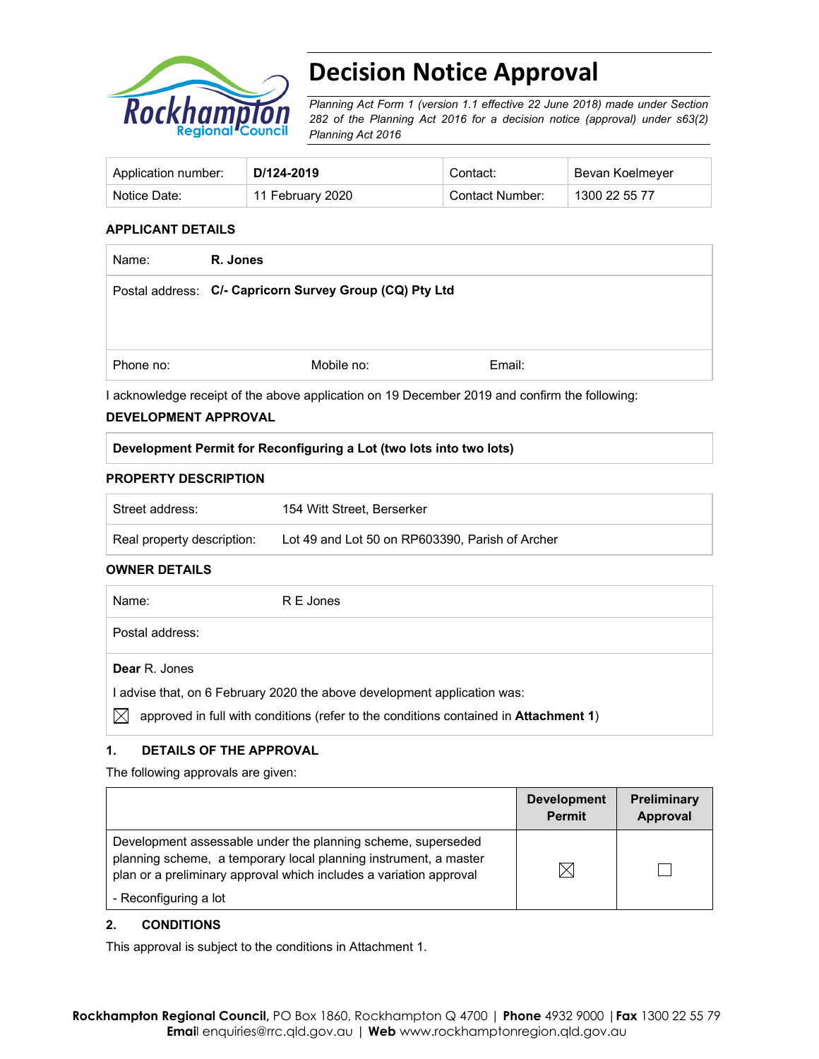# Decision Notice Approval

*Planning Act Form 1 (version 1.1 effective 22 June 2018) made under Section 282 of the Planning Act 2016 for a decision notice (approval) under s63(2) Planning Act 2016*

| Application number: | **D/124-2019** | Contact: | Bevan Koelmeyer |
|---|---|---|---|
| Notice Date: | 11 February 2020 | Contact Number: | 1300 22 55 77 |

**APPLICANT DETAILS**

| Name: | **R. Jones** | |
|---|---|---|
| Postal address: | **C/- Capricorn Survey Group (CQ) Pty Ltd** | |
| Phone no: | Mobile no: | Email: |

I acknowledge receipt of the above application on 19 December 2019 and confirm the following:

**DEVELOPMENT APPROVAL**

| **Development Permit for Reconfiguring a Lot (two lots into two lots)** |
|---|

**PROPERTY DESCRIPTION**

| Street address: | 154 Witt Street, Berserker |
|---|---|
| Real property description: | Lot 49 and Lot 50 on RP603390, Parish of Archer |

**OWNER DETAILS**

| Name: | R E Jones |
|---|---|
| Postal address: | |

**Dear** R. Jones

I advise that, on 6 February 2020 the above development application was:

☒ approved in full with conditions (refer to the conditions contained in **Attachment 1**)

## 1. DETAILS OF THE APPROVAL

The following approvals are given:

| | Development Permit | Preliminary Approval |
|---|---|---|
| Development assessable under the planning scheme, superseded planning scheme, a temporary local planning instrument, a master plan or a preliminary approval which includes a variation approval<br>- Reconfiguring a lot | ☒ | ☐ |

## 2. CONDITIONS

This approval is subject to the conditions in Attachment 1.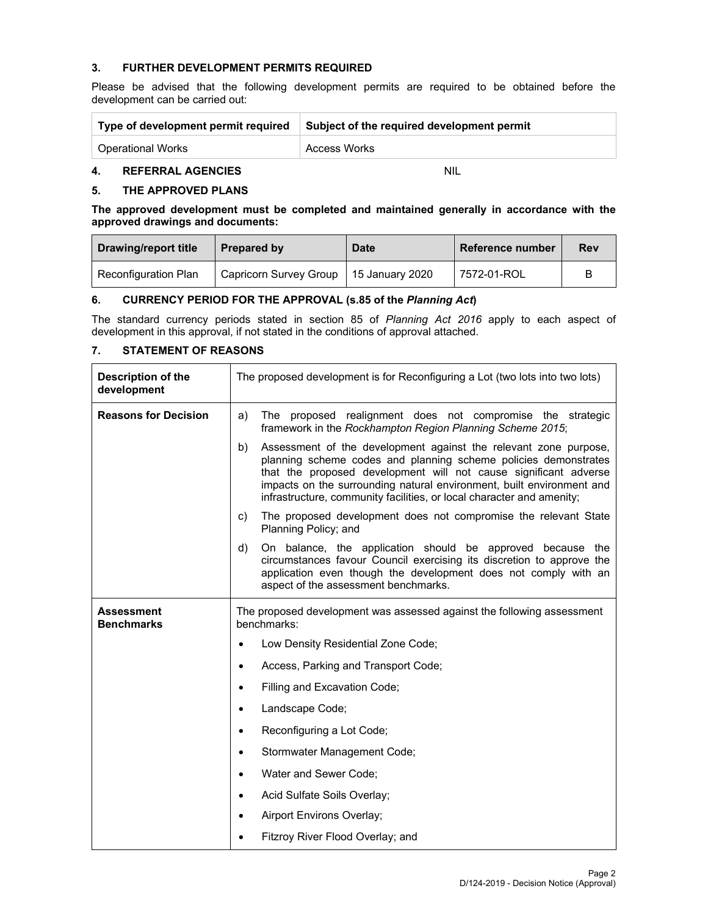## 3. FURTHER DEVELOPMENT PERMITS REQUIRED

Please be advised that the following development permits are required to be obtained before the development can be carried out:

| Type of development permit required | Subject of the required development permit |
| --- | --- |
| Operational Works | Access Works |

## 4. REFERRAL AGENCIES NIL

## 5. THE APPROVED PLANS

**The approved development must be completed and maintained generally in accordance with the approved drawings and documents:**

| Drawing/report title | Prepared by | Date | Reference number | Rev |
| --- | --- | --- | --- | --- |
| Reconfiguration Plan | Capricorn Survey Group | 15 January 2020 | 7572-01-ROL | B |

## 6. CURRENCY PERIOD FOR THE APPROVAL (s.85 of the *Planning Act*)

The standard currency periods stated in section 85 of *Planning Act 2016* apply to each aspect of development in this approval, if not stated in the conditions of approval attached.

## 7. STATEMENT OF REASONS

| | |
| --- | --- |
| **Description of the development** | The proposed development is for Reconfiguring a Lot (two lots into two lots) |
| **Reasons for Decision** | a) The proposed realignment does not compromise the strategic framework in the *Rockhampton Region Planning Scheme 2015*; <br> b) Assessment of the development against the relevant zone purpose, planning scheme codes and planning scheme policies demonstrates that the proposed development will not cause significant adverse impacts on the surrounding natural environment, built environment and infrastructure, community facilities, or local character and amenity; <br> c) The proposed development does not compromise the relevant State Planning Policy; and <br> d) On balance, the application should be approved because the circumstances favour Council exercising its discretion to approve the application even though the development does not comply with an aspect of the assessment benchmarks. |
| **Assessment Benchmarks** | The proposed development was assessed against the following assessment benchmarks: <br> • Low Density Residential Zone Code; <br> • Access, Parking and Transport Code; <br> • Filling and Excavation Code; <br> • Landscape Code; <br> • Reconfiguring a Lot Code; <br> • Stormwater Management Code; <br> • Water and Sewer Code; <br> • Acid Sulfate Soils Overlay; <br> • Airport Environs Overlay; <br> • Fitzroy River Flood Overlay; and |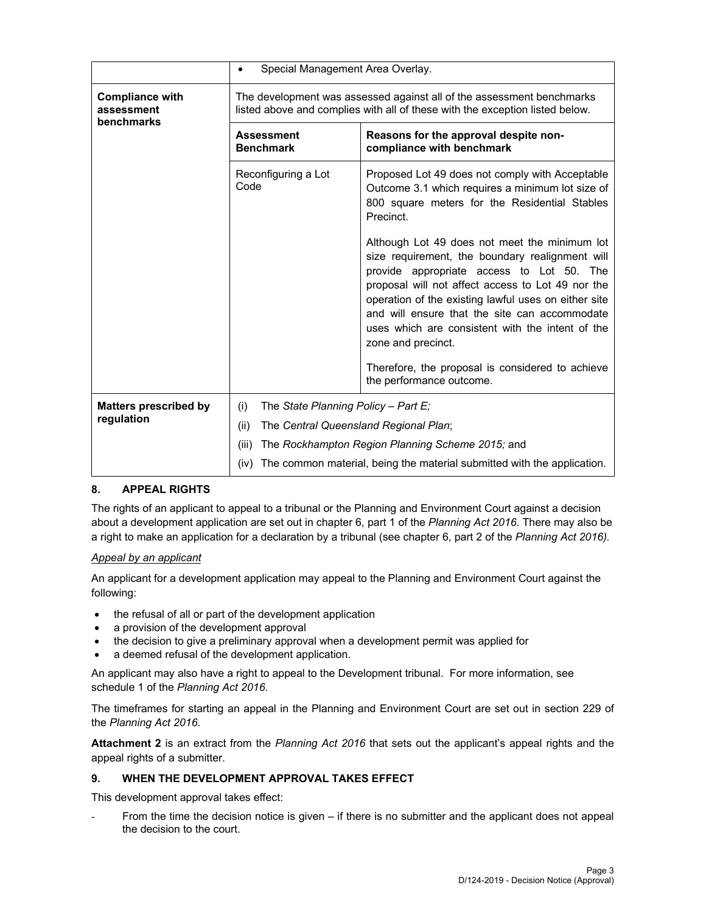| | |
|---|---|
| | • Special Management Area Overlay. |
| **Compliance with assessment benchmarks** | The development was assessed against all of the assessment benchmarks listed above and complies with all of these with the exception listed below. |

| | **Assessment Benchmark** | **Reasons for the approval despite non-compliance with benchmark** |
|---|---|---|
| | Reconfiguring a Lot Code | Proposed Lot 49 does not comply with Acceptable Outcome 3.1 which requires a minimum lot size of 800 square meters for the Residential Stables Precinct.<br><br>Although Lot 49 does not meet the minimum lot size requirement, the boundary realignment will provide appropriate access to Lot 50. The proposal will not affect access to Lot 49 nor the operation of the existing lawful uses on either site and will ensure that the site can accommodate uses which are consistent with the intent of the zone and precinct.<br><br>Therefore, the proposal is considered to achieve the performance outcome. |

| | |
|---|---|
| **Matters prescribed by regulation** | (i) The *State Planning Policy – Part E;*<br>(ii) The *Central Queensland Regional Plan*;<br>(iii) The *Rockhampton Region Planning Scheme 2015;* and<br>(iv) The common material, being the material submitted with the application. |

## 8. APPEAL RIGHTS

The rights of an applicant to appeal to a tribunal or the Planning and Environment Court against a decision about a development application are set out in chapter 6, part 1 of the *Planning Act 2016*. There may also be a right to make an application for a declaration by a tribunal (see chapter 6, part 2 of the *Planning Act 2016).*

*Appeal by an applicant*

An applicant for a development application may appeal to the Planning and Environment Court against the following:

- the refusal of all or part of the development application
- a provision of the development approval
- the decision to give a preliminary approval when a development permit was applied for
- a deemed refusal of the development application.

An applicant may also have a right to appeal to the Development tribunal. For more information, see schedule 1 of the *Planning Act 2016*.

The timeframes for starting an appeal in the Planning and Environment Court are set out in section 229 of the *Planning Act 2016*.

**Attachment 2** is an extract from the *Planning Act 2016* that sets out the applicant's appeal rights and the appeal rights of a submitter.

## 9. WHEN THE DEVELOPMENT APPROVAL TAKES EFFECT

This development approval takes effect:

- From the time the decision notice is given – if there is no submitter and the applicant does not appeal the decision to the court.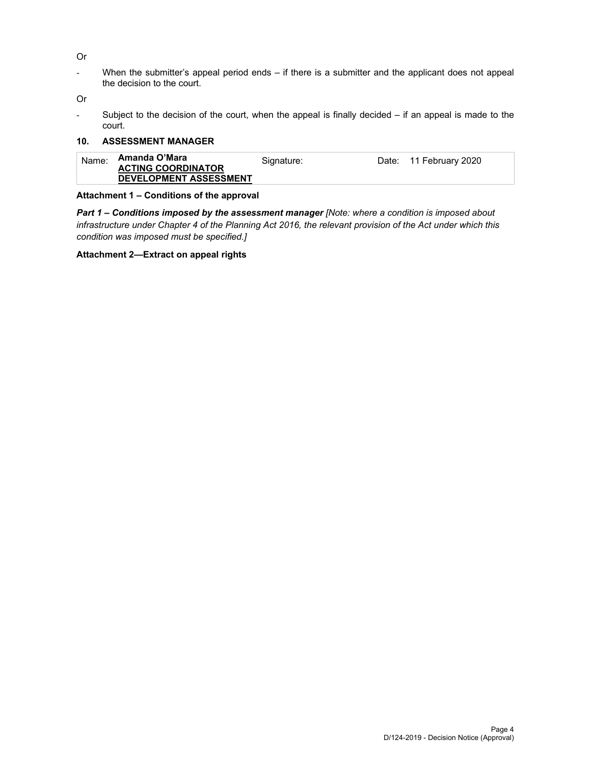Or

- When the submitter's appeal period ends – if there is a submitter and the applicant does not appeal the decision to the court.

Or

- Subject to the decision of the court, when the appeal is finally decided – if an appeal is made to the court.

## 10. ASSESSMENT MANAGER

| Name: | **Amanda O'Mara**<br>**ACTING COORDINATOR**<br>**DEVELOPMENT ASSESSMENT** | Signature: | Date: | 11 February 2020 |
|---|---|---|---|---|

**Attachment 1 – Conditions of the approval**

***Part 1 – Conditions imposed by the assessment manager*** *[Note: where a condition is imposed about infrastructure under Chapter 4 of the Planning Act 2016, the relevant provision of the Act under which this condition was imposed must be specified.]*

**Attachment 2—Extract on appeal rights**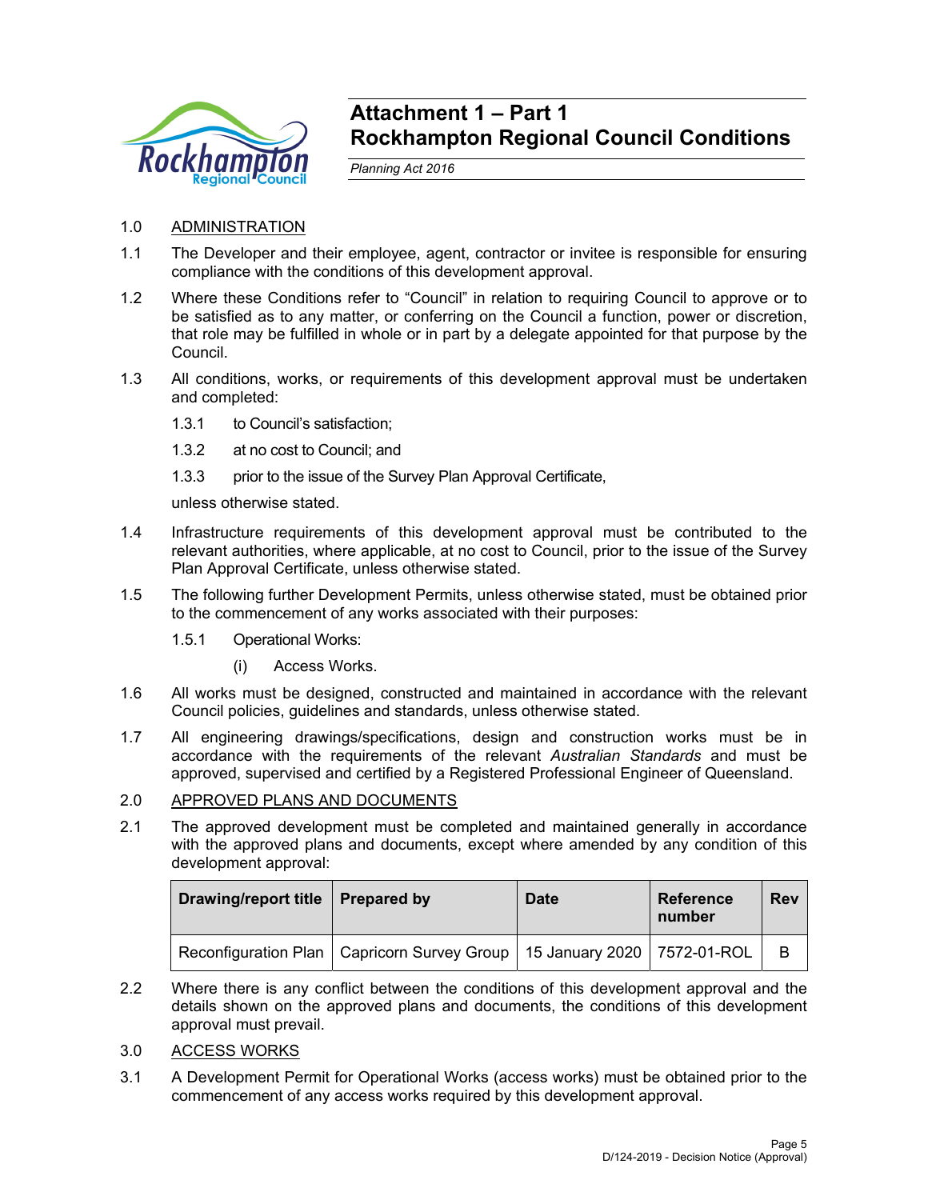# Attachment 1 – Part 1
# Rockhampton Regional Council Conditions

*Planning Act 2016*

1.0 ADMINISTRATION

1.1 The Developer and their employee, agent, contractor or invitee is responsible for ensuring compliance with the conditions of this development approval.

1.2 Where these Conditions refer to "Council" in relation to requiring Council to approve or to be satisfied as to any matter, or conferring on the Council a function, power or discretion, that role may be fulfilled in whole or in part by a delegate appointed for that purpose by the Council.

1.3 All conditions, works, or requirements of this development approval must be undertaken and completed:

1.3.1 to Council's satisfaction;

1.3.2 at no cost to Council; and

1.3.3 prior to the issue of the Survey Plan Approval Certificate,

unless otherwise stated.

1.4 Infrastructure requirements of this development approval must be contributed to the relevant authorities, where applicable, at no cost to Council, prior to the issue of the Survey Plan Approval Certificate, unless otherwise stated.

1.5 The following further Development Permits, unless otherwise stated, must be obtained prior to the commencement of any works associated with their purposes:

1.5.1 Operational Works:

(i) Access Works.

1.6 All works must be designed, constructed and maintained in accordance with the relevant Council policies, guidelines and standards, unless otherwise stated.

1.7 All engineering drawings/specifications, design and construction works must be in accordance with the requirements of the relevant *Australian Standards* and must be approved, supervised and certified by a Registered Professional Engineer of Queensland.

2.0 APPROVED PLANS AND DOCUMENTS

2.1 The approved development must be completed and maintained generally in accordance with the approved plans and documents, except where amended by any condition of this development approval:

| Drawing/report title | Prepared by | Date | Reference number | Rev |
|---|---|---|---|---|
| Reconfiguration Plan | Capricorn Survey Group | 15 January 2020 | 7572-01-ROL | B |

2.2 Where there is any conflict between the conditions of this development approval and the details shown on the approved plans and documents, the conditions of this development approval must prevail.

3.0 ACCESS WORKS

3.1 A Development Permit for Operational Works (access works) must be obtained prior to the commencement of any access works required by this development approval.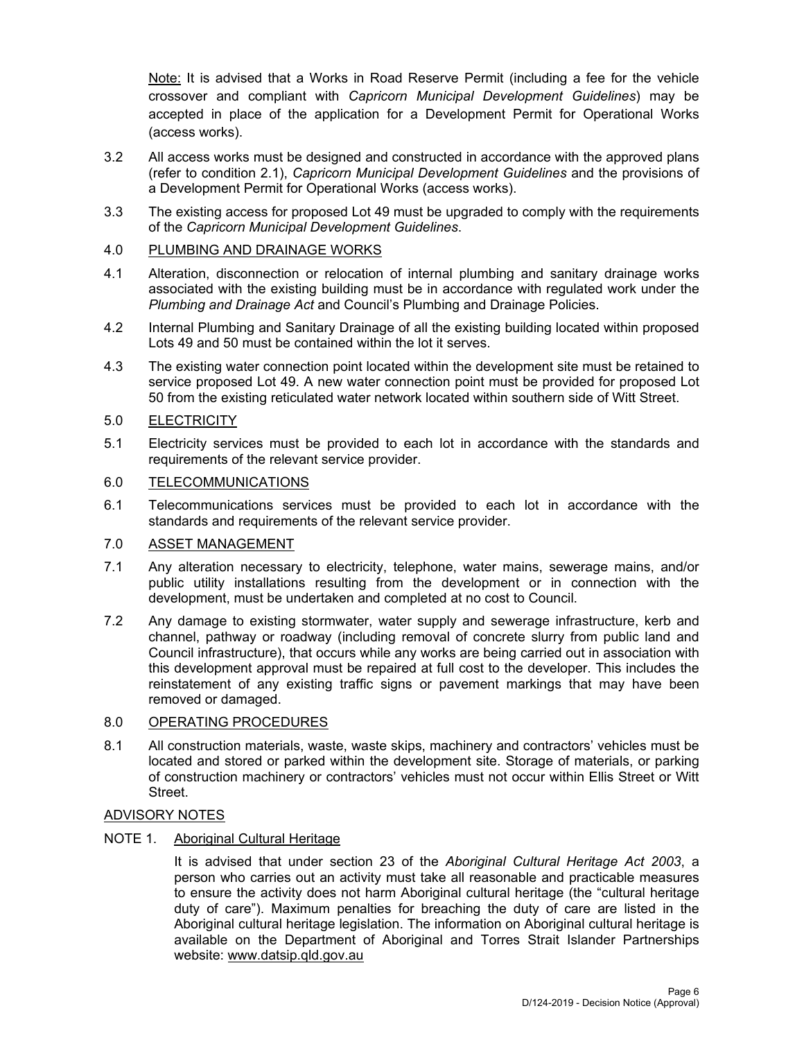<u>Note:</u> It is advised that a Works in Road Reserve Permit (including a fee for the vehicle crossover and compliant with *Capricorn Municipal Development Guidelines*) may be accepted in place of the application for a Development Permit for Operational Works (access works).

3.2 All access works must be designed and constructed in accordance with the approved plans (refer to condition 2.1), *Capricorn Municipal Development Guidelines* and the provisions of a Development Permit for Operational Works (access works).

3.3 The existing access for proposed Lot 49 must be upgraded to comply with the requirements of the *Capricorn Municipal Development Guidelines*.

4.0 <u>PLUMBING AND DRAINAGE WORKS</u>

4.1 Alteration, disconnection or relocation of internal plumbing and sanitary drainage works associated with the existing building must be in accordance with regulated work under the *Plumbing and Drainage Act* and Council's Plumbing and Drainage Policies.

4.2 Internal Plumbing and Sanitary Drainage of all the existing building located within proposed Lots 49 and 50 must be contained within the lot it serves.

4.3 The existing water connection point located within the development site must be retained to service proposed Lot 49. A new water connection point must be provided for proposed Lot 50 from the existing reticulated water network located within southern side of Witt Street.

5.0 <u>ELECTRICITY</u>

5.1 Electricity services must be provided to each lot in accordance with the standards and requirements of the relevant service provider.

6.0 <u>TELECOMMUNICATIONS</u>

6.1 Telecommunications services must be provided to each lot in accordance with the standards and requirements of the relevant service provider.

7.0 <u>ASSET MANAGEMENT</u>

7.1 Any alteration necessary to electricity, telephone, water mains, sewerage mains, and/or public utility installations resulting from the development or in connection with the development, must be undertaken and completed at no cost to Council.

7.2 Any damage to existing stormwater, water supply and sewerage infrastructure, kerb and channel, pathway or roadway (including removal of concrete slurry from public land and Council infrastructure), that occurs while any works are being carried out in association with this development approval must be repaired at full cost to the developer. This includes the reinstatement of any existing traffic signs or pavement markings that may have been removed or damaged.

8.0 <u>OPERATING PROCEDURES</u>

8.1 All construction materials, waste, waste skips, machinery and contractors' vehicles must be located and stored or parked within the development site. Storage of materials, or parking of construction machinery or contractors' vehicles must not occur within Ellis Street or Witt Street.

<u>ADVISORY NOTES</u>

NOTE 1. <u>Aboriginal Cultural Heritage</u>

It is advised that under section 23 of the *Aboriginal Cultural Heritage Act 2003*, a person who carries out an activity must take all reasonable and practicable measures to ensure the activity does not harm Aboriginal cultural heritage (the "cultural heritage duty of care"). Maximum penalties for breaching the duty of care are listed in the Aboriginal cultural heritage legislation. The information on Aboriginal cultural heritage is available on the Department of Aboriginal and Torres Strait Islander Partnerships website: <u>www.datsip.qld.gov.au</u>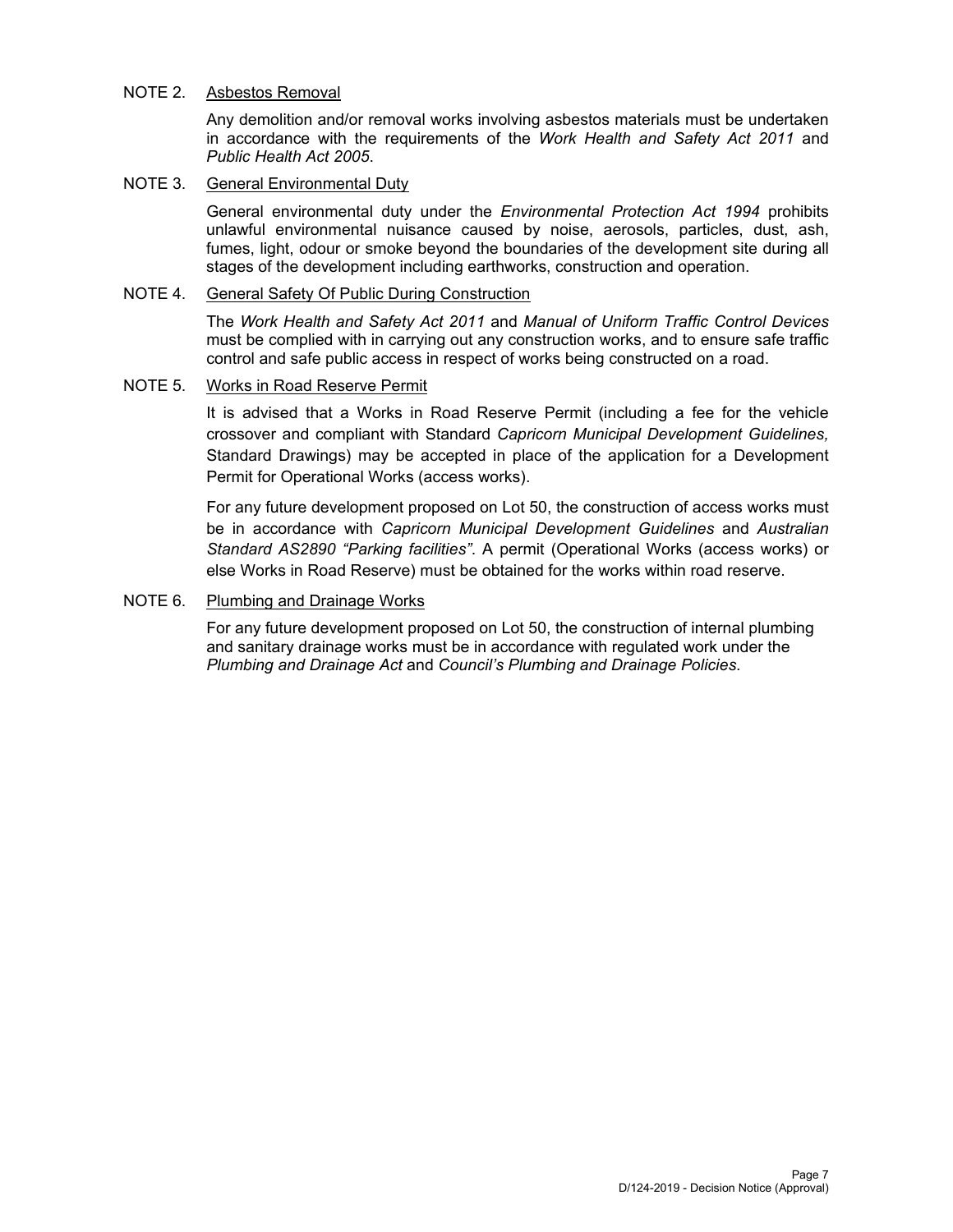NOTE 2. <u>Asbestos Removal</u>

Any demolition and/or removal works involving asbestos materials must be undertaken in accordance with the requirements of the *Work Health and Safety Act 2011* and *Public Health Act 2005*.

NOTE 3. <u>General Environmental Duty</u>

General environmental duty under the *Environmental Protection Act 1994* prohibits unlawful environmental nuisance caused by noise, aerosols, particles, dust, ash, fumes, light, odour or smoke beyond the boundaries of the development site during all stages of the development including earthworks, construction and operation.

NOTE 4. <u>General Safety Of Public During Construction</u>

The *Work Health and Safety Act 2011* and *Manual of Uniform Traffic Control Devices* must be complied with in carrying out any construction works, and to ensure safe traffic control and safe public access in respect of works being constructed on a road.

NOTE 5. <u>Works in Road Reserve Permit</u>

It is advised that a Works in Road Reserve Permit (including a fee for the vehicle crossover and compliant with Standard *Capricorn Municipal Development Guidelines,* Standard Drawings) may be accepted in place of the application for a Development Permit for Operational Works (access works).

For any future development proposed on Lot 50, the construction of access works must be in accordance with *Capricorn Municipal Development Guidelines* and *Australian Standard AS2890 "Parking facilities"*. A permit (Operational Works (access works) or else Works in Road Reserve) must be obtained for the works within road reserve.

NOTE 6. <u>Plumbing and Drainage Works</u>

For any future development proposed on Lot 50, the construction of internal plumbing and sanitary drainage works must be in accordance with regulated work under the *Plumbing and Drainage Act* and *Council's Plumbing and Drainage Policies*.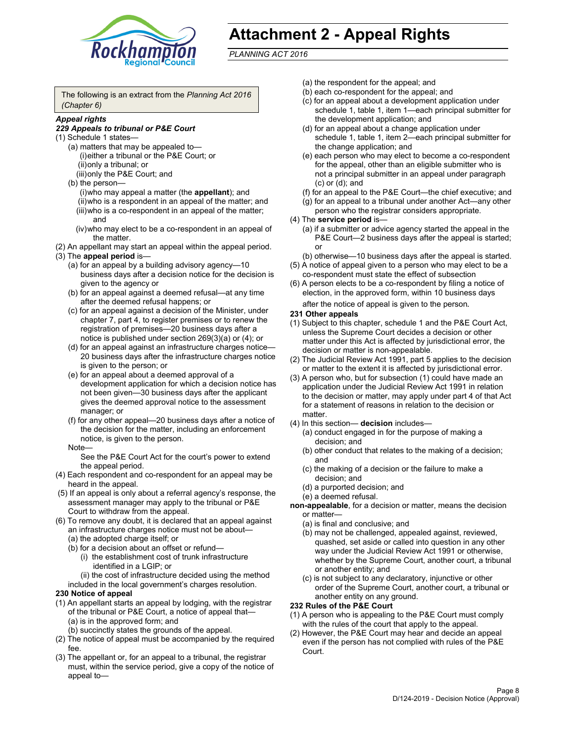# Attachment 2 - Appeal Rights

*PLANNING ACT 2016*

The following is an extract from the *Planning Act 2016 (Chapter 6)*

***Appeal rights***

***229 Appeals to tribunal or P&E Court***

(1) Schedule 1 states—

- (a) matters that may be appealed to—
  - (i) either a tribunal or the P&E Court; or
  - (ii) only a tribunal; or
  - (iii) only the P&E Court; and
- (b) the person—
  - (i) who may appeal a matter (the **appellant**); and
  - (ii) who is a respondent in an appeal of the matter; and
  - (iii) who is a co-respondent in an appeal of the matter; and
  - (iv) who may elect to be a co-respondent in an appeal of the matter.

(2) An appellant may start an appeal within the appeal period.

(3) The **appeal period** is—

- (a) for an appeal by a building advisory agency—10 business days after a decision notice for the decision is given to the agency or
- (b) for an appeal against a deemed refusal—at any time after the deemed refusal happens; or
- (c) for an appeal against a decision of the Minister, under chapter 7, part 4, to register premises or to renew the registration of premises—20 business days after a notice is published under section 269(3)(a) or (4); or
- (d) for an appeal against an infrastructure charges notice—20 business days after the infrastructure charges notice is given to the person; or
- (e) for an appeal about a deemed approval of a development application for which a decision notice has not been given—30 business days after the applicant gives the deemed approval notice to the assessment manager; or
- (f) for any other appeal—20 business days after a notice of the decision for the matter, including an enforcement notice, is given to the person.

Note—

See the P&E Court Act for the court's power to extend the appeal period.

(4) Each respondent and co-respondent for an appeal may be heard in the appeal.

(5) If an appeal is only about a referral agency's response, the assessment manager may apply to the tribunal or P&E Court to withdraw from the appeal.

(6) To remove any doubt, it is declared that an appeal against an infrastructure charges notice must not be about—

- (a) the adopted charge itself; or
- (b) for a decision about an offset or refund—
  - (i) the establishment cost of trunk infrastructure identified in a LGIP; or
  - (ii) the cost of infrastructure decided using the method included in the local government's charges resolution.

**230 Notice of appeal**

(1) An appellant starts an appeal by lodging, with the registrar of the tribunal or P&E Court, a notice of appeal that—

- (a) is in the approved form; and
- (b) succinctly states the grounds of the appeal.

(2) The notice of appeal must be accompanied by the required fee.

(3) The appellant or, for an appeal to a tribunal, the registrar must, within the service period, give a copy of the notice of appeal to—

- (a) the respondent for the appeal; and
- (b) each co-respondent for the appeal; and
- (c) for an appeal about a development application under schedule 1, table 1, item 1—each principal submitter for the development application; and
- (d) for an appeal about a change application under schedule 1, table 1, item 2—each principal submitter for the change application; and
- (e) each person who may elect to become a co-respondent for the appeal, other than an eligible submitter who is not a principal submitter in an appeal under paragraph (c) or (d); and
- (f) for an appeal to the P&E Court—the chief executive; and
- (g) for an appeal to a tribunal under another Act—any other person who the registrar considers appropriate.

(4) The **service period** is—

- (a) if a submitter or advice agency started the appeal in the P&E Court—2 business days after the appeal is started; or
- (b) otherwise—10 business days after the appeal is started.

(5) A notice of appeal given to a person who may elect to be a co-respondent must state the effect of subsection

(6) A person elects to be a co-respondent by filing a notice of election, in the approved form, within 10 business days after the notice of appeal is given to the person.

**231 Other appeals**

(1) Subject to this chapter, schedule 1 and the P&E Court Act, unless the Supreme Court decides a decision or other matter under this Act is affected by jurisdictional error, the decision or matter is non-appealable.

(2) The Judicial Review Act 1991, part 5 applies to the decision or matter to the extent it is affected by jurisdictional error.

(3) A person who, but for subsection (1) could have made an application under the Judicial Review Act 1991 in relation to the decision or matter, may apply under part 4 of that Act for a statement of reasons in relation to the decision or matter.

(4) In this section— **decision** includes—

- (a) conduct engaged in for the purpose of making a decision; and
- (b) other conduct that relates to the making of a decision; and
- (c) the making of a decision or the failure to make a decision; and
- (d) a purported decision; and
- (e) a deemed refusal.

**non-appealable**, for a decision or matter, means the decision or matter—

- (a) is final and conclusive; and
- (b) may not be challenged, appealed against, reviewed, quashed, set aside or called into question in any other way under the Judicial Review Act 1991 or otherwise, whether by the Supreme Court, another court, a tribunal or another entity; and
- (c) is not subject to any declaratory, injunctive or other order of the Supreme Court, another court, a tribunal or another entity on any ground.

**232 Rules of the P&E Court**

(1) A person who is appealing to the P&E Court must comply with the rules of the court that apply to the appeal.

(2) However, the P&E Court may hear and decide an appeal even if the person has not complied with rules of the P&E Court.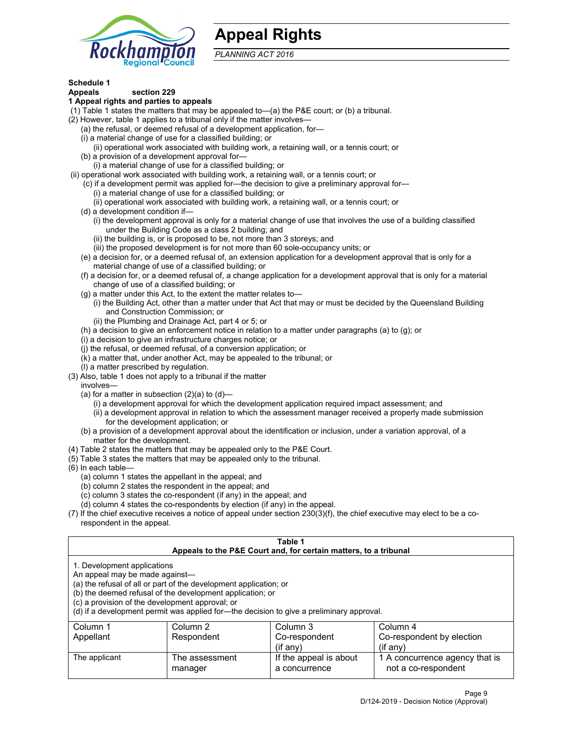# Appeal Rights

*PLANNING ACT 2016*

**Schedule 1**
**Appeals section 229**
**1 Appeal rights and parties to appeals**

(1) Table 1 states the matters that may be appealed to—(a) the P&E court; or (b) a tribunal.
(2) However, table 1 applies to a tribunal only if the matter involves—
  (a) the refusal, or deemed refusal of a development application, for—
  (i) a material change of use for a classified building; or
    (ii) operational work associated with building work, a retaining wall, or a tennis court; or
  (b) a provision of a development approval for—
    (i) a material change of use for a classified building; or
(ii) operational work associated with building work, a retaining wall, or a tennis court; or
  (c) if a development permit was applied for—the decision to give a preliminary approval for—
    (i) a material change of use for a classified building; or
    (ii) operational work associated with building work, a retaining wall, or a tennis court; or
  (d) a development condition if—
    (i) the development approval is only for a material change of use that involves the use of a building classified under the Building Code as a class 2 building; and
    (ii) the building is, or is proposed to be, not more than 3 storeys; and
    (iii) the proposed development is for not more than 60 sole-occupancy units; or
  (e) a decision for, or a deemed refusal of, an extension application for a development approval that is only for a material change of use of a classified building; or
  (f) a decision for, or a deemed refusal of, a change application for a development approval that is only for a material change of use of a classified building; or
  (g) a matter under this Act, to the extent the matter relates to—
    (i) the Building Act, other than a matter under that Act that may or must be decided by the Queensland Building and Construction Commission; or
    (ii) the Plumbing and Drainage Act, part 4 or 5; or
  (h) a decision to give an enforcement notice in relation to a matter under paragraphs (a) to (g); or
  (i) a decision to give an infrastructure charges notice; or
  (j) the refusal, or deemed refusal, of a conversion application; or
  (k) a matter that, under another Act, may be appealed to the tribunal; or
  (l) a matter prescribed by regulation.
(3) Also, table 1 does not apply to a tribunal if the matter involves—
  (a) for a matter in subsection (2)(a) to (d)—
    (i) a development approval for which the development application required impact assessment; and
    (ii) a development approval in relation to which the assessment manager received a properly made submission for the development application; or
  (b) a provision of a development approval about the identification or inclusion, under a variation approval, of a matter for the development.
(4) Table 2 states the matters that may be appealed only to the P&E Court.
(5) Table 3 states the matters that may be appealed only to the tribunal.
(6) In each table—
  (a) column 1 states the appellant in the appeal; and
  (b) column 2 states the respondent in the appeal; and
  (c) column 3 states the co-respondent (if any) in the appeal; and
  (d) column 4 states the co-respondents by election (if any) in the appeal.
(7) If the chief executive receives a notice of appeal under section 230(3)(f), the chief executive may elect to be a co-respondent in the appeal.

**Table 1**
**Appeals to the P&E Court and, for certain matters, to a tribunal**

1. Development applications
An appeal may be made against—
(a) the refusal of all or part of the development application; or
(b) the deemed refusal of the development application; or
(c) a provision of the development approval; or
(d) if a development permit was applied for—the decision to give a preliminary approval.

| Column 1<br>Appellant | Column 2<br>Respondent | Column 3<br>Co-respondent<br>(if any) | Column 4<br>Co-respondent by election<br>(if any) |
|---|---|---|---|
| The applicant | The assessment manager | If the appeal is about a concurrence | 1 A concurrence agency that is not a co-respondent |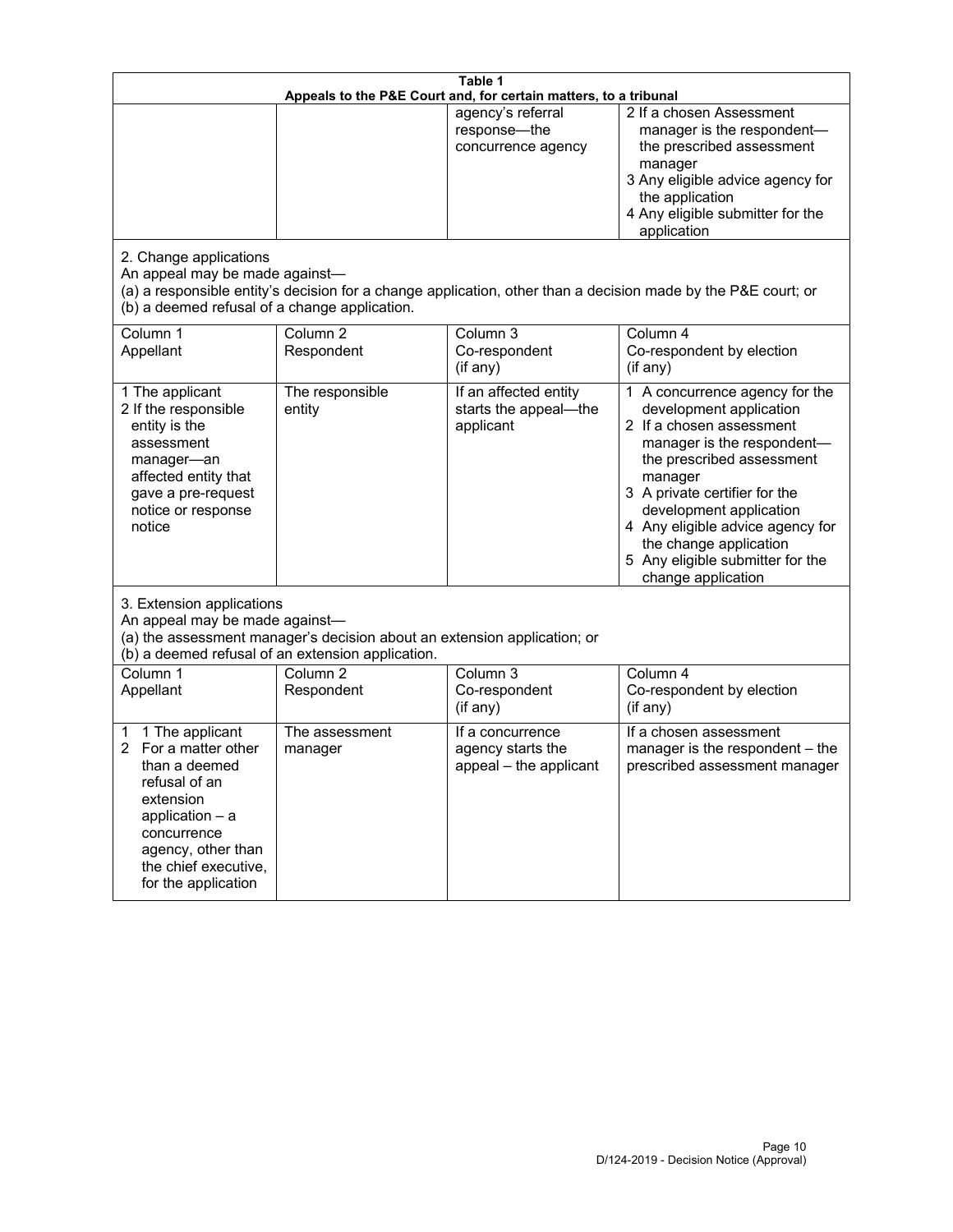**Table 1**
**Appeals to the P&E Court and, for certain matters, to a tribunal**

| | | | |
|---|---|---|---|
| | | agency's referral response—the concurrence agency | 2 If a chosen Assessment manager is the respondent—the prescribed assessment manager<br>3 Any eligible advice agency for the application<br>4 Any eligible submitter for the application |

2. Change applications

An appeal may be made against—

(a) a responsible entity's decision for a change application, other than a decision made by the P&E court; or

(b) a deemed refusal of a change application.

| Column 1<br>Appellant | Column 2<br>Respondent | Column 3<br>Co-respondent<br>(if any) | Column 4<br>Co-respondent by election<br>(if any) |
|---|---|---|---|
| 1 The applicant<br>2 If the responsible entity is the assessment manager—an affected entity that gave a pre-request notice or response notice | The responsible entity | If an affected entity starts the appeal—the applicant | 1 A concurrence agency for the development application<br>2 If a chosen assessment manager is the respondent—the prescribed assessment manager<br>3 A private certifier for the development application<br>4 Any eligible advice agency for the change application<br>5 Any eligible submitter for the change application |

3. Extension applications

An appeal may be made against—

(a) the assessment manager's decision about an extension application; or

(b) a deemed refusal of an extension application.

| Column 1<br>Appellant | Column 2<br>Respondent | Column 3<br>Co-respondent<br>(if any) | Column 4<br>Co-respondent by election<br>(if any) |
|---|---|---|---|
| 1 The applicant<br>2 For a matter other than a deemed refusal of an extension application – a concurrence agency, other than the chief executive, for the application | The assessment manager | If a concurrence agency starts the appeal – the applicant | If a chosen assessment manager is the respondent – the prescribed assessment manager |

D/124-2019 - Decision Notice (Approval)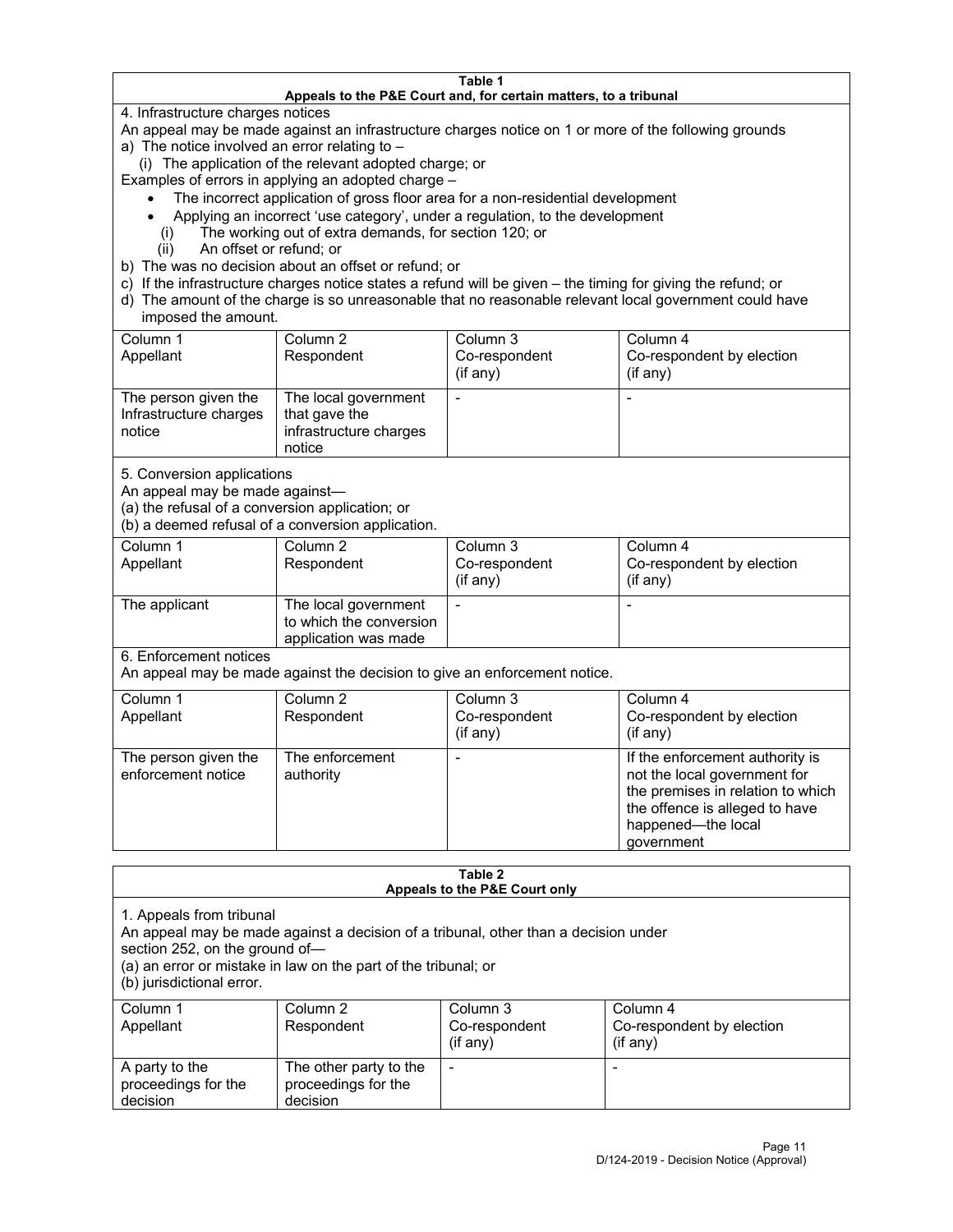| **Table 1**<br>**Appeals to the P&E Court and, for certain matters, to a tribunal** | | | |
|---|---|---|---|
| 4. Infrastructure charges notices<br>An appeal may be made against an infrastructure charges notice on 1 or more of the following grounds<br>a) The notice involved an error relating to –<br>(i) The application of the relevant adopted charge; or<br>Examples of errors in applying an adopted charge –<br>• The incorrect application of gross floor area for a non-residential development<br>• Applying an incorrect 'use category', under a regulation, to the development<br>(i) The working out of extra demands, for section 120; or<br>(ii) An offset or refund; or<br>b) The was no decision about an offset or refund; or<br>c) If the infrastructure charges notice states a refund will be given – the timing for giving the refund; or<br>d) The amount of the charge is so unreasonable that no reasonable relevant local government could have imposed the amount. | | | |
| Column 1<br>Appellant | Column 2<br>Respondent | Column 3<br>Co-respondent<br>(if any) | Column 4<br>Co-respondent by election<br>(if any) |
| The person given the Infrastructure charges notice | The local government that gave the infrastructure charges notice | - | - |
| 5. Conversion applications<br>An appeal may be made against—<br>(a) the refusal of a conversion application; or<br>(b) a deemed refusal of a conversion application. | | | |
| Column 1<br>Appellant | Column 2<br>Respondent | Column 3<br>Co-respondent<br>(if any) | Column 4<br>Co-respondent by election<br>(if any) |
| The applicant | The local government to which the conversion application was made | - | - |
| 6. Enforcement notices<br>An appeal may be made against the decision to give an enforcement notice. | | | |
| Column 1<br>Appellant | Column 2<br>Respondent | Column 3<br>Co-respondent<br>(if any) | Column 4<br>Co-respondent by election<br>(if any) |
| The person given the enforcement notice | The enforcement authority | - | If the enforcement authority is not the local government for the premises in relation to which the offence is alleged to have happened—the local government |

| **Table 2**<br>**Appeals to the P&E Court only** | | | |
|---|---|---|---|
| 1. Appeals from tribunal<br>An appeal may be made against a decision of a tribunal, other than a decision under section 252, on the ground of—<br>(a) an error or mistake in law on the part of the tribunal; or<br>(b) jurisdictional error. | | | |
| Column 1<br>Appellant | Column 2<br>Respondent | Column 3<br>Co-respondent<br>(if any) | Column 4<br>Co-respondent by election<br>(if any) |
| A party to the proceedings for the decision | The other party to the proceedings for the decision | - | - |

D/124-2019 - Decision Notice (Approval)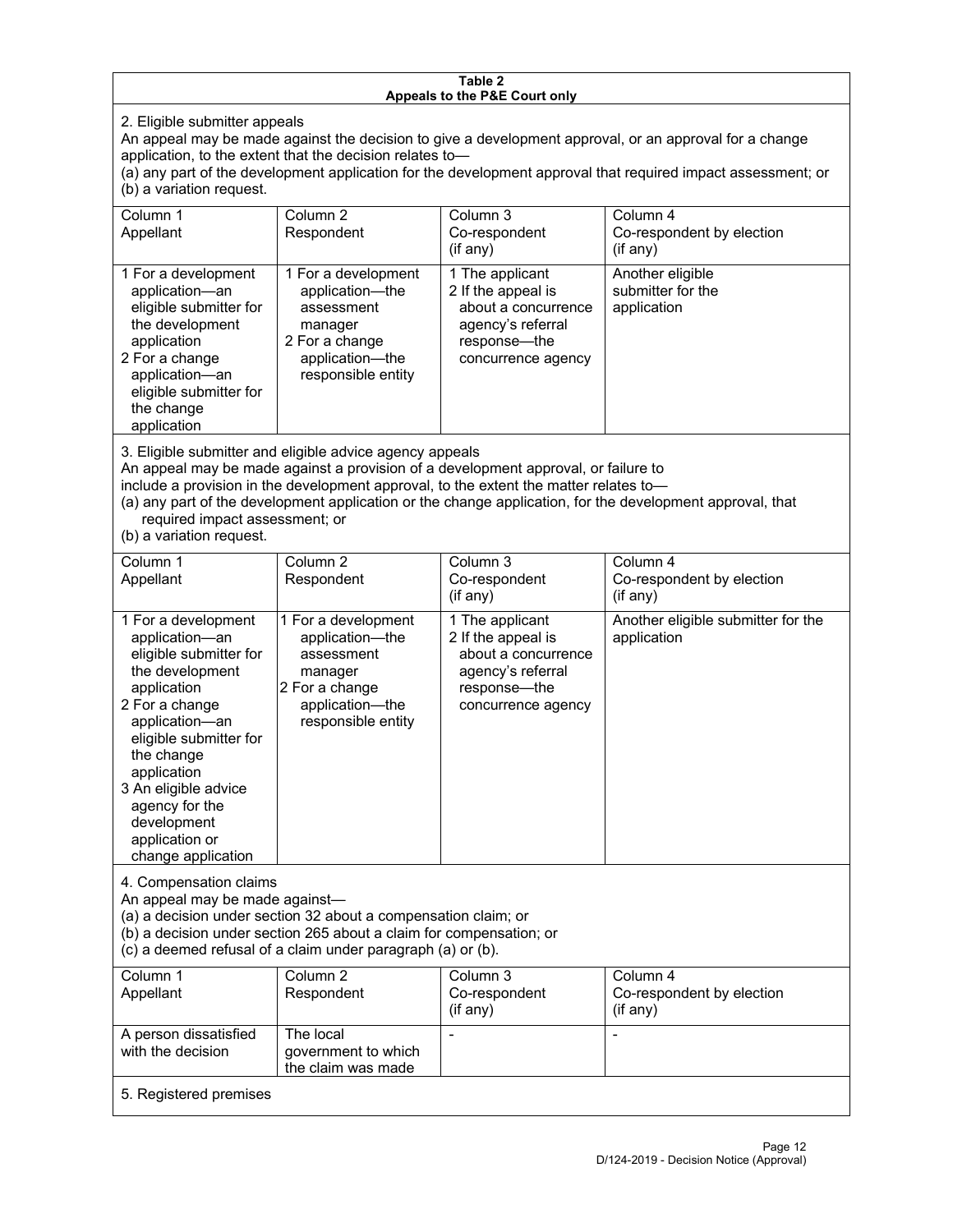**Table 2**
**Appeals to the P&E Court only**

2. Eligible submitter appeals

An appeal may be made against the decision to give a development approval, or an approval for a change application, to the extent that the decision relates to—

(a) any part of the development application for the development approval that required impact assessment; or

(b) a variation request.

| Column 1<br>Appellant | Column 2<br>Respondent | Column 3<br>Co-respondent<br>(if any) | Column 4<br>Co-respondent by election<br>(if any) |
|---|---|---|---|
| 1 For a development application—an eligible submitter for the development application<br>2 For a change application—an eligible submitter for the change application | 1 For a development application—the assessment manager<br>2 For a change application—the responsible entity | 1 The applicant<br>2 If the appeal is about a concurrence agency's referral response—the concurrence agency | Another eligible submitter for the application |

3. Eligible submitter and eligible advice agency appeals

An appeal may be made against a provision of a development approval, or failure to include a provision in the development approval, to the extent the matter relates to—

(a) any part of the development application or the change application, for the development approval, that required impact assessment; or

(b) a variation request.

| Column 1<br>Appellant | Column 2<br>Respondent | Column 3<br>Co-respondent<br>(if any) | Column 4<br>Co-respondent by election<br>(if any) |
|---|---|---|---|
| 1 For a development application—an eligible submitter for the development application<br>2 For a change application—an eligible submitter for the change application<br>3 An eligible advice agency for the development application or change application | 1 For a development application—the assessment manager<br>2 For a change application—the responsible entity | 1 The applicant<br>2 If the appeal is about a concurrence agency's referral response—the concurrence agency | Another eligible submitter for the application |

4. Compensation claims

An appeal may be made against—

(a) a decision under section 32 about a compensation claim; or

(b) a decision under section 265 about a claim for compensation; or

(c) a deemed refusal of a claim under paragraph (a) or (b).

| Column 1<br>Appellant | Column 2<br>Respondent | Column 3<br>Co-respondent<br>(if any) | Column 4<br>Co-respondent by election<br>(if any) |
|---|---|---|---|
| A person dissatisfied with the decision | The local government to which the claim was made | - | - |

5. Registered premises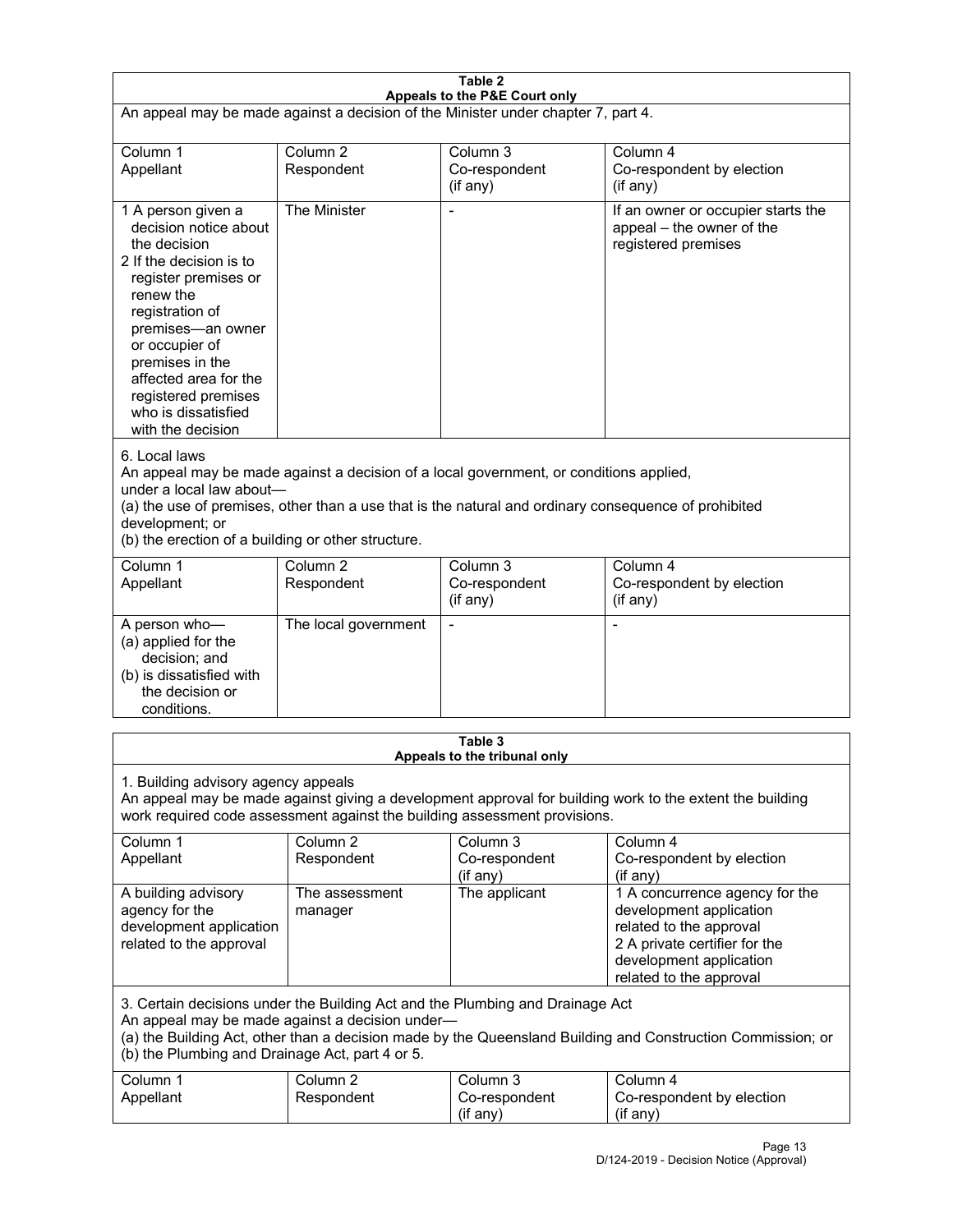**Table 2**
**Appeals to the P&E Court only**

An appeal may be made against a decision of the Minister under chapter 7, part 4.

| Column 1<br>Appellant | Column 2<br>Respondent | Column 3<br>Co-respondent<br>(if any) | Column 4<br>Co-respondent by election<br>(if any) |
|---|---|---|---|
| 1 A person given a decision notice about the decision<br>2 If the decision is to register premises or renew the registration of premises—an owner or occupier of premises in the affected area for the registered premises who is dissatisfied with the decision | The Minister | - | If an owner or occupier starts the appeal – the owner of the registered premises |

6. Local laws

An appeal may be made against a decision of a local government, or conditions applied, under a local law about—

(a) the use of premises, other than a use that is the natural and ordinary consequence of prohibited development; or

(b) the erection of a building or other structure.

| Column 1<br>Appellant | Column 2<br>Respondent | Column 3<br>Co-respondent<br>(if any) | Column 4<br>Co-respondent by election<br>(if any) |
|---|---|---|---|
| A person who—<br>(a) applied for the decision; and<br>(b) is dissatisfied with the decision or conditions. | The local government | - | - |

**Table 3**
**Appeals to the tribunal only**

1. Building advisory agency appeals

An appeal may be made against giving a development approval for building work to the extent the building work required code assessment against the building assessment provisions.

| Column 1<br>Appellant | Column 2<br>Respondent | Column 3<br>Co-respondent<br>(if any) | Column 4<br>Co-respondent by election<br>(if any) |
|---|---|---|---|
| A building advisory agency for the development application related to the approval | The assessment manager | The applicant | 1 A concurrence agency for the development application related to the approval<br>2 A private certifier for the development application related to the approval |

3. Certain decisions under the Building Act and the Plumbing and Drainage Act

An appeal may be made against a decision under—

(a) the Building Act, other than a decision made by the Queensland Building and Construction Commission; or

(b) the Plumbing and Drainage Act, part 4 or 5.

| Column 1<br>Appellant | Column 2<br>Respondent | Column 3<br>Co-respondent<br>(if any) | Column 4<br>Co-respondent by election<br>(if any) |
|---|---|---|---|

D/124-2019 - Decision Notice (Approval)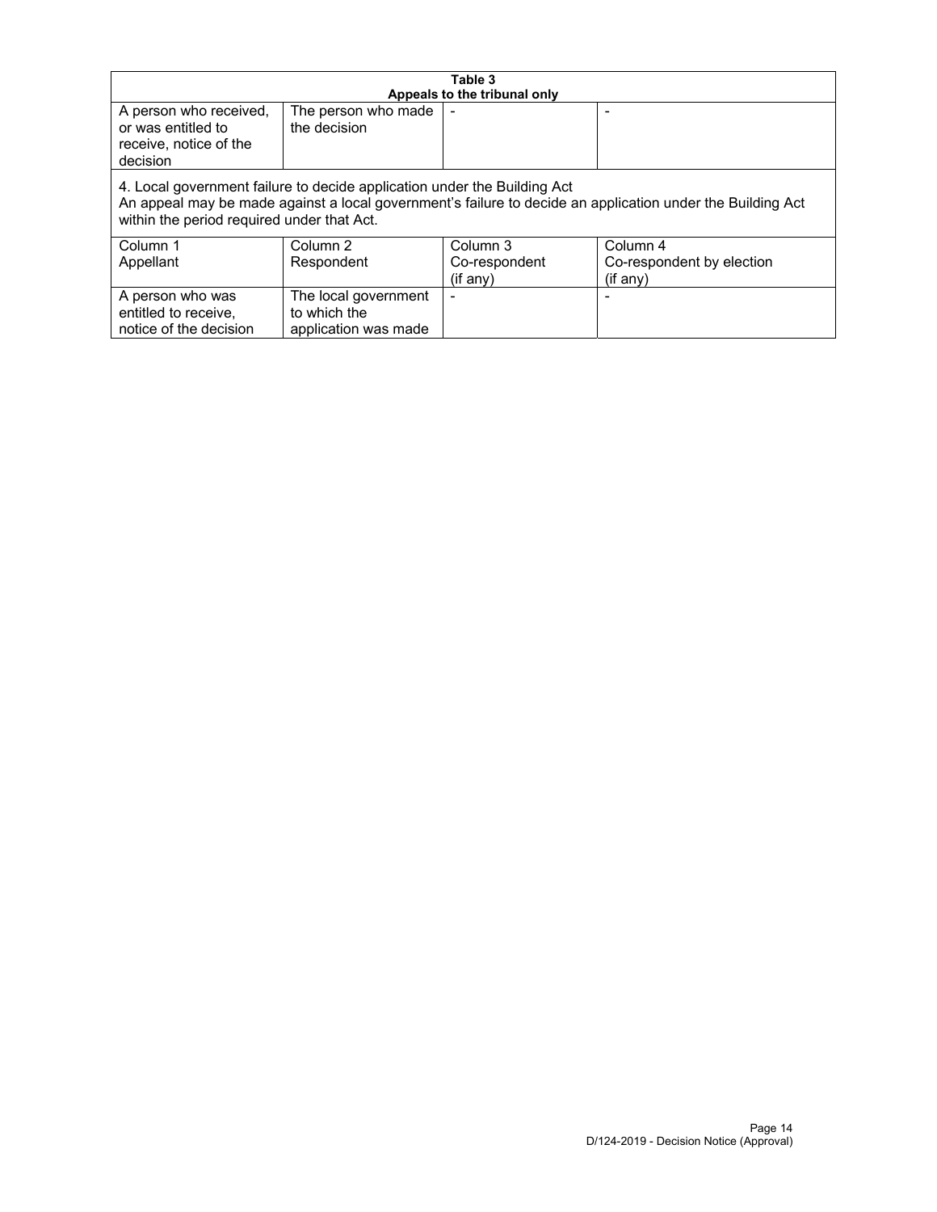**Table 3**
**Appeals to the tribunal only**

| | | | |
|---|---|---|---|
| A person who received, or was entitled to receive, notice of the decision | The person who made the decision | - | - |

4. Local government failure to decide application under the Building Act
An appeal may be made against a local government's failure to decide an application under the Building Act within the period required under that Act.

| Column 1 Appellant | Column 2 Respondent | Column 3 Co-respondent (if any) | Column 4 Co-respondent by election (if any) |
|---|---|---|---|
| A person who was entitled to receive, notice of the decision | The local government to which the application was made | - | - |

D/124-2019 - Decision Notice (Approval)